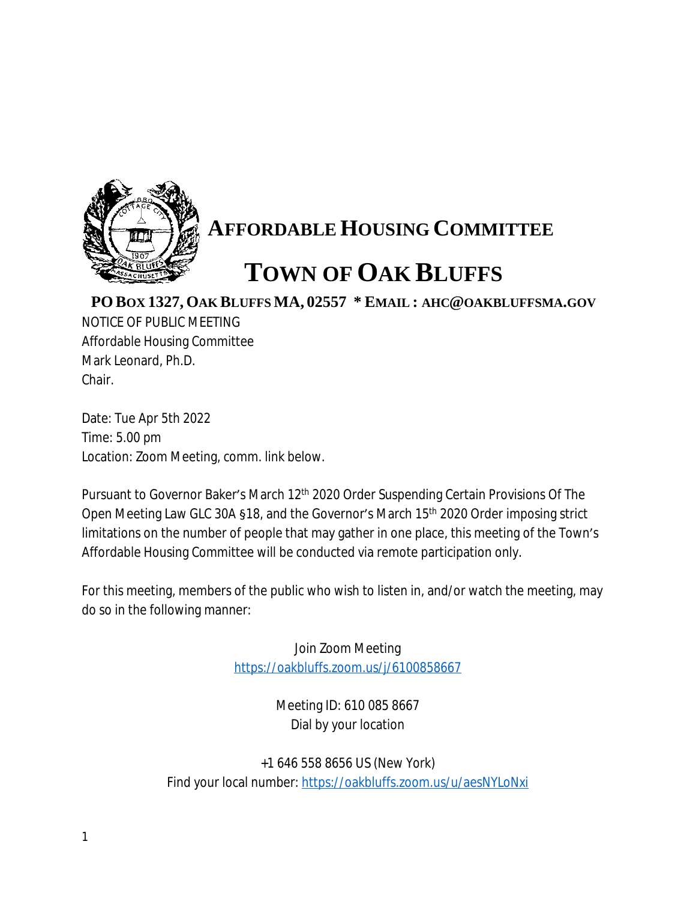# AFFORDABLE HOUSING COMMITTEE

# TOWN OF OAK BLUFFS

**PO BOX 1327, OAK BLUFFS MA, 02557 * EMAIL : AHC@OAKBLUFFSMA.GOV**

NOTICE OF PUBLIC MEETING
Affordable Housing Committee
Mark Leonard, Ph.D.
Chair.

Date: Tue Apr 5th 2022
Time: 5.00 pm
Location: Zoom Meeting, comm. link below.

Pursuant to Governor Baker's March 12th 2020 Order Suspending Certain Provisions Of The Open Meeting Law GLC 30A §18, and the Governor's March 15th 2020 Order imposing strict limitations on the number of people that may gather in one place, this meeting of the Town's Affordable Housing Committee will be conducted via remote participation only.

For this meeting, members of the public who wish to listen in, and/or watch the meeting, may do so in the following manner:

Join Zoom Meeting
https://oakbluffs.zoom.us/j/6100858667

Meeting ID: 610 085 8667
Dial by your location

+1 646 558 8656 US (New York)
Find your local number: https://oakbluffs.zoom.us/u/aesNYLoNxi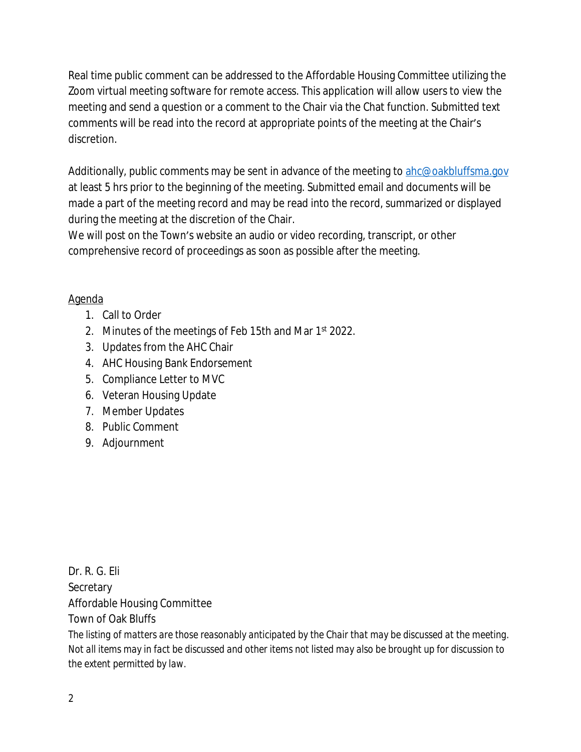Real time public comment can be addressed to the Affordable Housing Committee utilizing the Zoom virtual meeting software for remote access. This application will allow users to view the meeting and send a question or a comment to the Chair via the Chat function. Submitted text comments will be read into the record at appropriate points of the meeting at the Chair's discretion.

Additionally, public comments may be sent in advance of the meeting to [ahc@oakbluffsma.gov](mailto:ahc@oakbluffsma.gov) at least 5 hrs prior to the beginning of the meeting. Submitted email and documents will be made a part of the meeting record and may be read into the record, summarized or displayed during the meeting at the discretion of the Chair.
We will post on the Town's website an audio or video recording, transcript, or other comprehensive record of proceedings as soon as possible after the meeting.

Agenda

1. Call to Order
2. Minutes of the meetings of Feb 15th and Mar 1st 2022.
3. Updates from the AHC Chair
4. AHC Housing Bank Endorsement
5. Compliance Letter to MVC
6. Veteran Housing Update
7. Member Updates
8. Public Comment
9. Adjournment

Dr. R. G. Eli
Secretary
Affordable Housing Committee
Town of Oak Bluffs

*The listing of matters are those reasonably anticipated by the Chair that may be discussed at the meeting. Not all items may in fact be discussed and other items not listed may also be brought up for discussion to the extent permitted by law.*